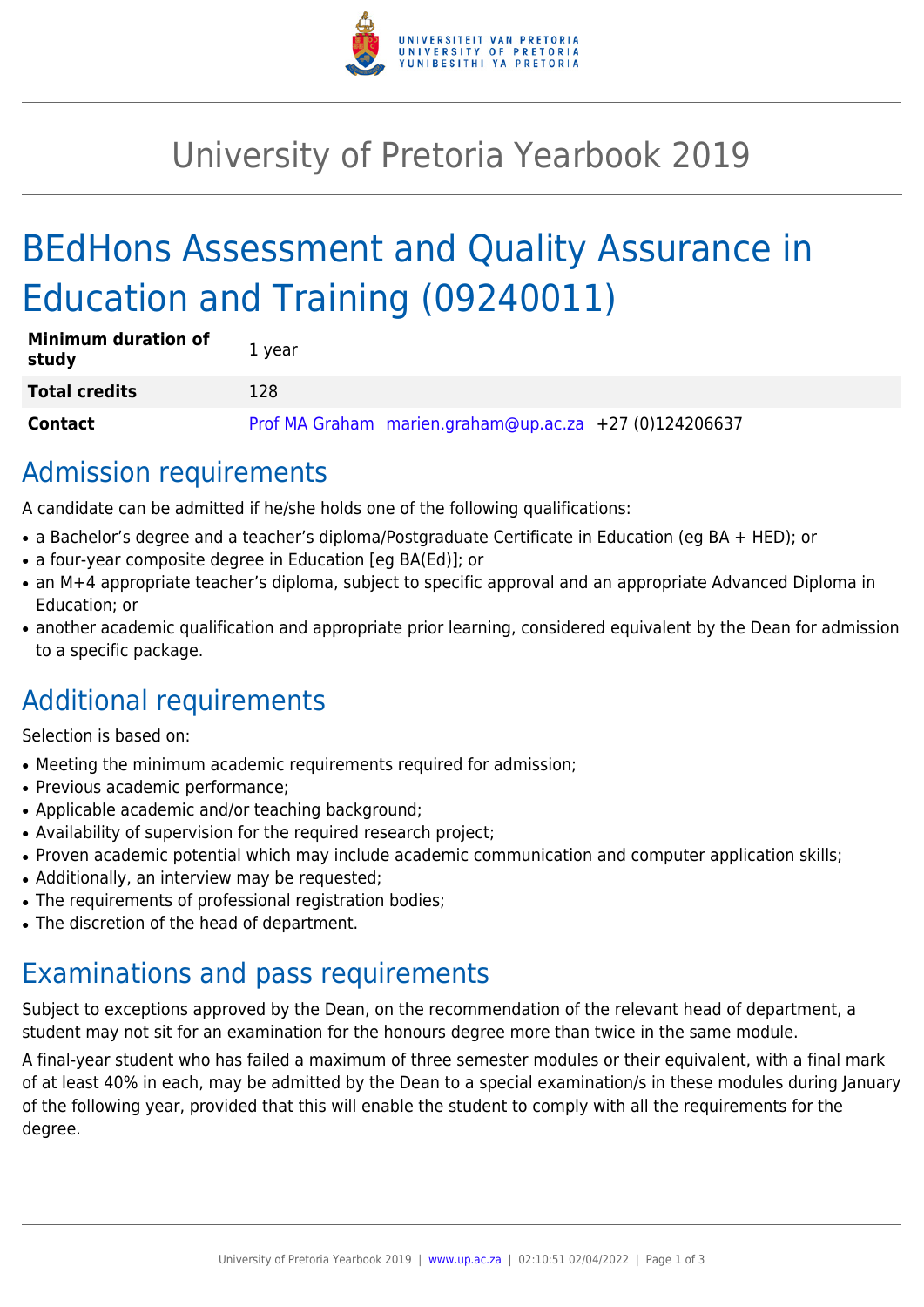# University of Pretoria Yearbook 2019

## BEdHons Assessment and Quality Assurance in Education and Training (09240011)

| | |
|---|---|
| **Minimum duration of study** | 1 year |
| **Total credits** | 128 |
| **Contact** | Prof MA Graham marien.graham@up.ac.za +27 (0)124206637 |

## Admission requirements

A candidate can be admitted if he/she holds one of the following qualifications:

- a Bachelor's degree and a teacher's diploma/Postgraduate Certificate in Education (eg BA + HED); or
- a four-year composite degree in Education [eg BA(Ed)]; or
- an M+4 appropriate teacher's diploma, subject to specific approval and an appropriate Advanced Diploma in Education; or
- another academic qualification and appropriate prior learning, considered equivalent by the Dean for admission to a specific package.

## Additional requirements

Selection is based on:

- Meeting the minimum academic requirements required for admission;
- Previous academic performance;
- Applicable academic and/or teaching background;
- Availability of supervision for the required research project;
- Proven academic potential which may include academic communication and computer application skills;
- Additionally, an interview may be requested;
- The requirements of professional registration bodies;
- The discretion of the head of department.

## Examinations and pass requirements

Subject to exceptions approved by the Dean, on the recommendation of the relevant head of department, a student may not sit for an examination for the honours degree more than twice in the same module.

A final-year student who has failed a maximum of three semester modules or their equivalent, with a final mark of at least 40% in each, may be admitted by the Dean to a special examination/s in these modules during January of the following year, provided that this will enable the student to comply with all the requirements for the degree.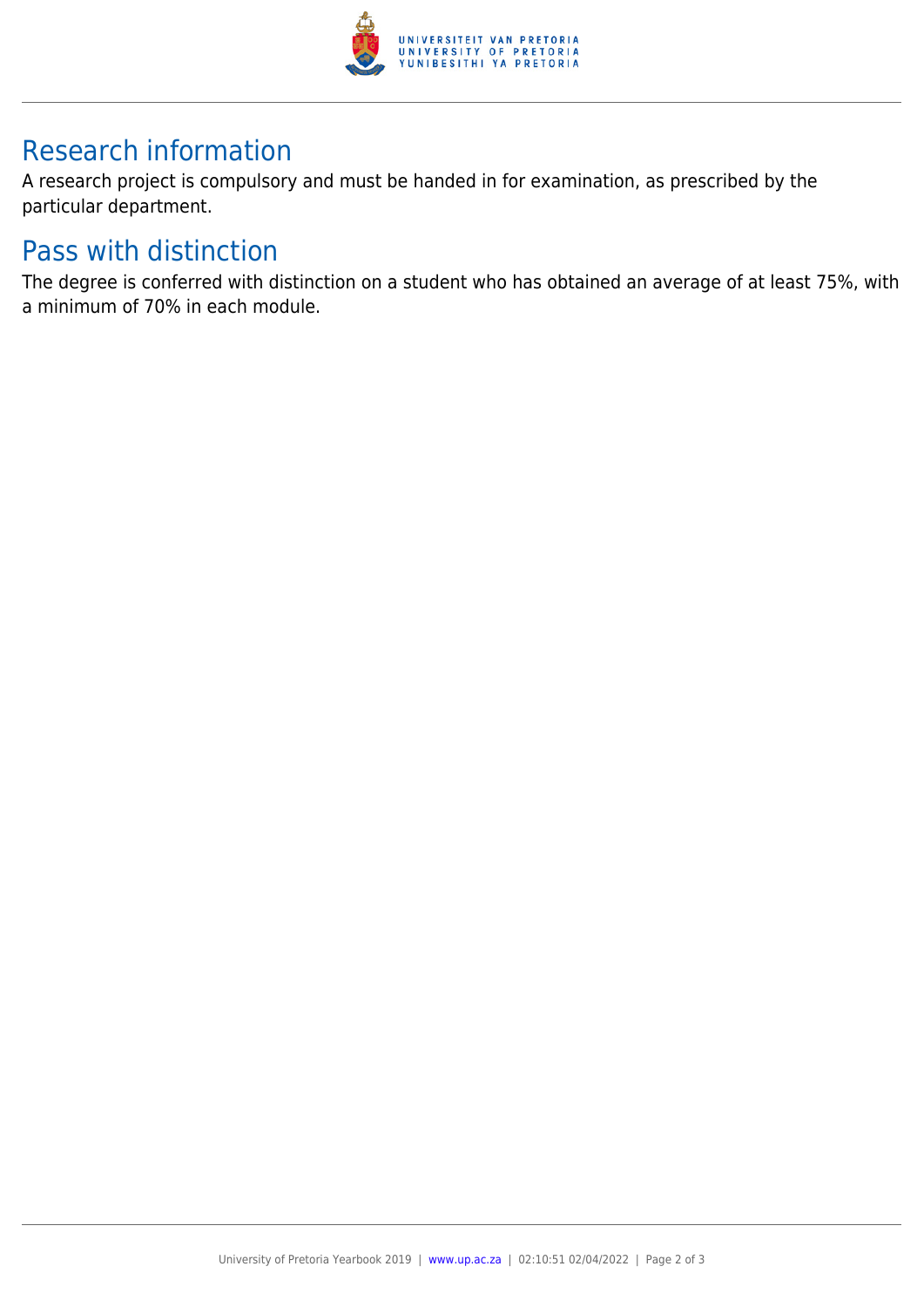## Research information

A research project is compulsory and must be handed in for examination, as prescribed by the particular department.

## Pass with distinction

The degree is conferred with distinction on a student who has obtained an average of at least 75%, with a minimum of 70% in each module.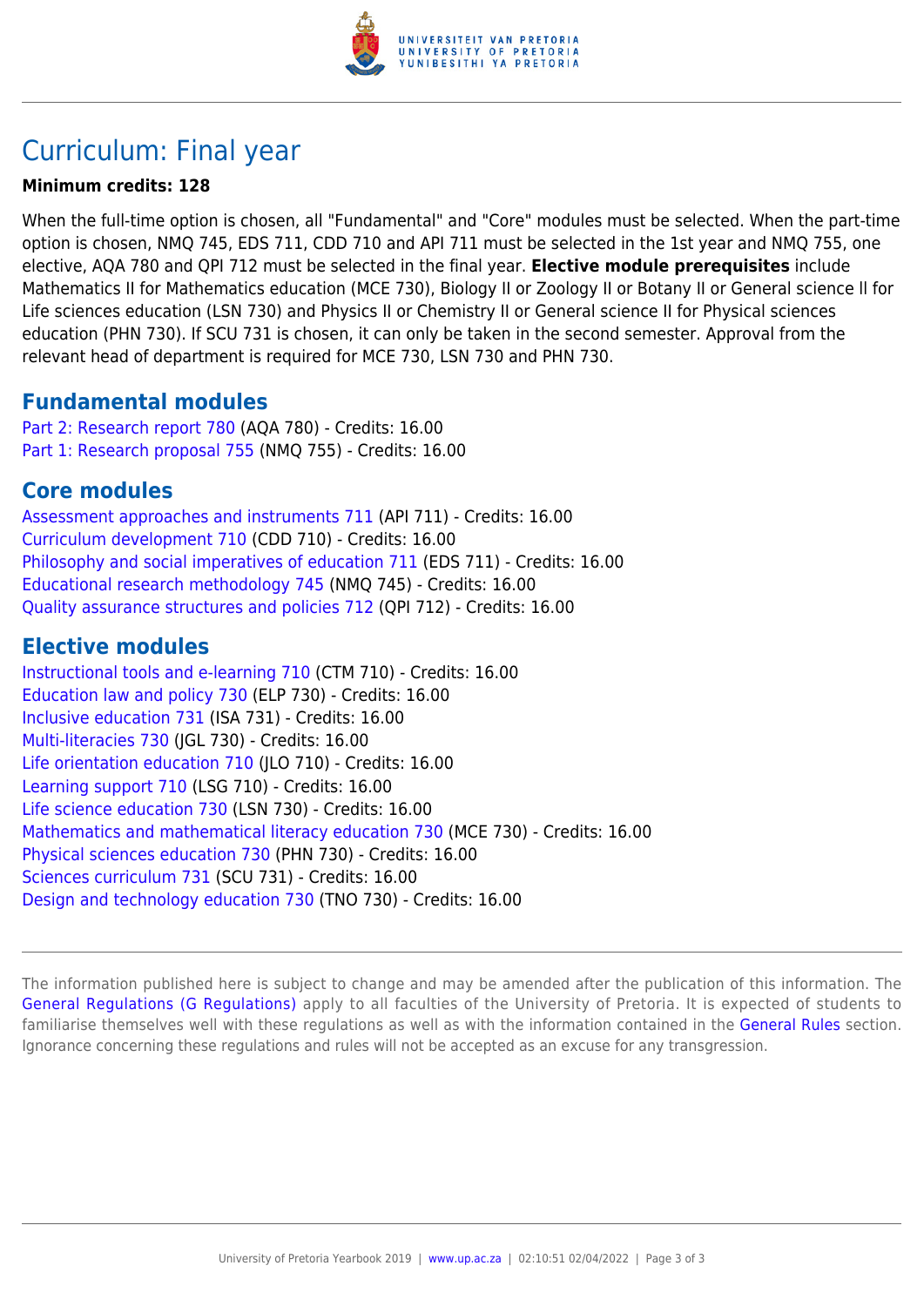# Curriculum: Final year

**Minimum credits: 128**

When the full-time option is chosen, all "Fundamental" and "Core" modules must be selected. When the part-time option is chosen, NMQ 745, EDS 711, CDD 710 and API 711 must be selected in the 1st year and NMQ 755, one elective, AQA 780 and QPI 712 must be selected in the final year. **Elective module prerequisites** include Mathematics II for Mathematics education (MCE 730), Biology II or Zoology II or Botany II or General science ll for Life sciences education (LSN 730) and Physics II or Chemistry II or General science II for Physical sciences education (PHN 730). If SCU 731 is chosen, it can only be taken in the second semester. Approval from the relevant head of department is required for MCE 730, LSN 730 and PHN 730.

## Fundamental modules

Part 2: Research report 780 (AQA 780) - Credits: 16.00
Part 1: Research proposal 755 (NMQ 755) - Credits: 16.00

## Core modules

Assessment approaches and instruments 711 (API 711) - Credits: 16.00
Curriculum development 710 (CDD 710) - Credits: 16.00
Philosophy and social imperatives of education 711 (EDS 711) - Credits: 16.00
Educational research methodology 745 (NMQ 745) - Credits: 16.00
Quality assurance structures and policies 712 (QPI 712) - Credits: 16.00

## Elective modules

Instructional tools and e-learning 710 (CTM 710) - Credits: 16.00
Education law and policy 730 (ELP 730) - Credits: 16.00
Inclusive education 731 (ISA 731) - Credits: 16.00
Multi-literacies 730 (JGL 730) - Credits: 16.00
Life orientation education 710 (JLO 710) - Credits: 16.00
Learning support 710 (LSG 710) - Credits: 16.00
Life science education 730 (LSN 730) - Credits: 16.00
Mathematics and mathematical literacy education 730 (MCE 730) - Credits: 16.00
Physical sciences education 730 (PHN 730) - Credits: 16.00
Sciences curriculum 731 (SCU 731) - Credits: 16.00
Design and technology education 730 (TNO 730) - Credits: 16.00

The information published here is subject to change and may be amended after the publication of this information. The General Regulations (G Regulations) apply to all faculties of the University of Pretoria. It is expected of students to familiarise themselves well with these regulations as well as with the information contained in the General Rules section. Ignorance concerning these regulations and rules will not be accepted as an excuse for any transgression.